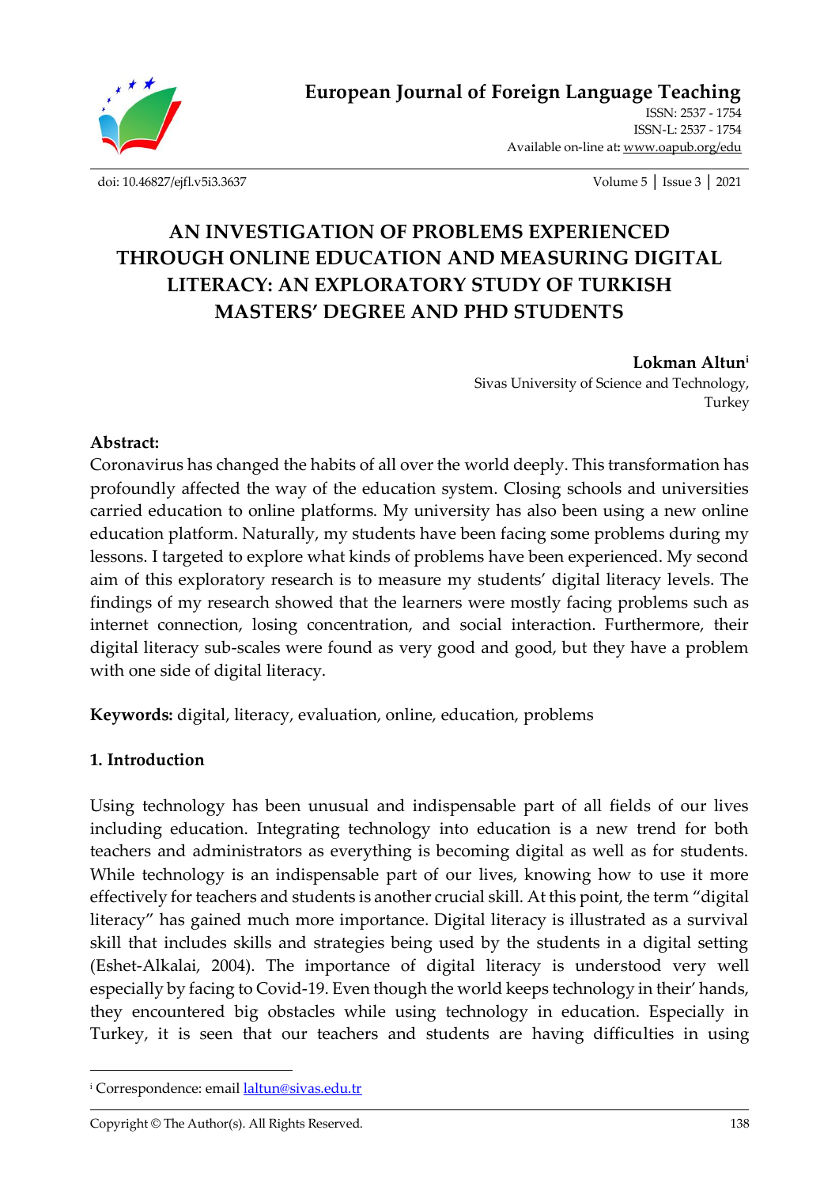European Journal of Foreign Language Teaching

ISSN: 2537 - 1754
ISSN-L: 2537 - 1754
Available on-line at: www.oapub.org/edu

doi: 10.46827/ejfl.v5i3.3637

# AN INVESTIGATION OF PROBLEMS EXPERIENCED THROUGH ONLINE EDUCATION AND MEASURING DIGITAL LITERACY: AN EXPLORATORY STUDY OF TURKISH MASTERS' DEGREE AND PHD STUDENTS

**Lokman Altun**[i]
Sivas University of Science and Technology,
Turkey

**Abstract:**
Coronavirus has changed the habits of all over the world deeply. This transformation has profoundly affected the way of the education system. Closing schools and universities carried education to online platforms. My university has also been using a new online education platform. Naturally, my students have been facing some problems during my lessons. I targeted to explore what kinds of problems have been experienced. My second aim of this exploratory research is to measure my students' digital literacy levels. The findings of my research showed that the learners were mostly facing problems such as internet connection, losing concentration, and social interaction. Furthermore, their digital literacy sub-scales were found as very good and good, but they have a problem with one side of digital literacy.

**Keywords:** digital, literacy, evaluation, online, education, problems

## 1. Introduction

Using technology has been unusual and indispensable part of all fields of our lives including education. Integrating technology into education is a new trend for both teachers and administrators as everything is becoming digital as well as for students. While technology is an indispensable part of our lives, knowing how to use it more effectively for teachers and students is another crucial skill. At this point, the term "digital literacy" has gained much more importance. Digital literacy is illustrated as a survival skill that includes skills and strategies being used by the students in a digital setting (Eshet-Alkalai, 2004). The importance of digital literacy is understood very well especially by facing to Covid-19. Even though the world keeps technology in their' hands, they encountered big obstacles while using technology in education. Especially in Turkey, it is seen that our teachers and students are having difficulties in using

---

[i] Correspondence: email laltun@sivas.edu.tr

Copyright © The Author(s). All Rights Reserved.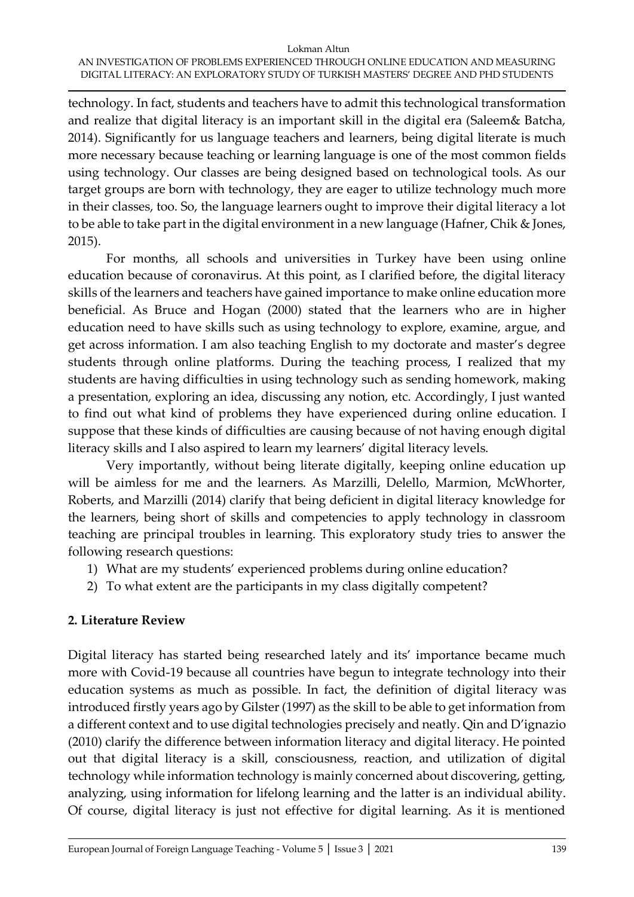technology. In fact, students and teachers have to admit this technological transformation and realize that digital literacy is an important skill in the digital era (Saleem& Batcha, 2014). Significantly for us language teachers and learners, being digital literate is much more necessary because teaching or learning language is one of the most common fields using technology. Our classes are being designed based on technological tools. As our target groups are born with technology, they are eager to utilize technology much more in their classes, too. So, the language learners ought to improve their digital literacy a lot to be able to take part in the digital environment in a new language (Hafner, Chik & Jones, 2015).

For months, all schools and universities in Turkey have been using online education because of coronavirus. At this point, as I clarified before, the digital literacy skills of the learners and teachers have gained importance to make online education more beneficial. As Bruce and Hogan (2000) stated that the learners who are in higher education need to have skills such as using technology to explore, examine, argue, and get across information. I am also teaching English to my doctorate and master's degree students through online platforms. During the teaching process, I realized that my students are having difficulties in using technology such as sending homework, making a presentation, exploring an idea, discussing any notion, etc. Accordingly, I just wanted to find out what kind of problems they have experienced during online education. I suppose that these kinds of difficulties are causing because of not having enough digital literacy skills and I also aspired to learn my learners' digital literacy levels.

Very importantly, without being literate digitally, keeping online education up will be aimless for me and the learners. As Marzilli, Delello, Marmion, McWhorter, Roberts, and Marzilli (2014) clarify that being deficient in digital literacy knowledge for the learners, being short of skills and competencies to apply technology in classroom teaching are principal troubles in learning. This exploratory study tries to answer the following research questions:

1) What are my students' experienced problems during online education?
2) To what extent are the participants in my class digitally competent?

## 2. Literature Review

Digital literacy has started being researched lately and its' importance became much more with Covid-19 because all countries have begun to integrate technology into their education systems as much as possible. In fact, the definition of digital literacy was introduced firstly years ago by Gilster (1997) as the skill to be able to get information from a different context and to use digital technologies precisely and neatly. Qin and D'ignazio (2010) clarify the difference between information literacy and digital literacy. He pointed out that digital literacy is a skill, consciousness, reaction, and utilization of digital technology while information technology is mainly concerned about discovering, getting, analyzing, using information for lifelong learning and the latter is an individual ability. Of course, digital literacy is just not effective for digital learning. As it is mentioned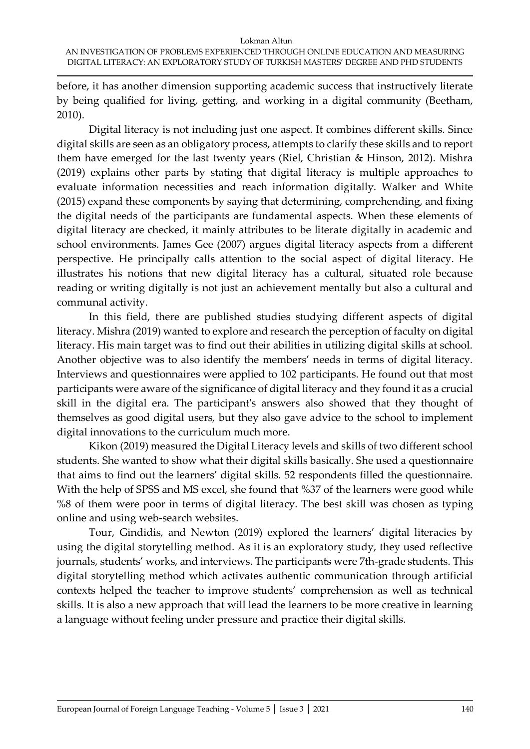before, it has another dimension supporting academic success that instructively literate by being qualified for living, getting, and working in a digital community (Beetham, 2010).

Digital literacy is not including just one aspect. It combines different skills. Since digital skills are seen as an obligatory process, attempts to clarify these skills and to report them have emerged for the last twenty years (Riel, Christian & Hinson, 2012). Mishra (2019) explains other parts by stating that digital literacy is multiple approaches to evaluate information necessities and reach information digitally. Walker and White (2015) expand these components by saying that determining, comprehending, and fixing the digital needs of the participants are fundamental aspects. When these elements of digital literacy are checked, it mainly attributes to be literate digitally in academic and school environments. James Gee (2007) argues digital literacy aspects from a different perspective. He principally calls attention to the social aspect of digital literacy. He illustrates his notions that new digital literacy has a cultural, situated role because reading or writing digitally is not just an achievement mentally but also a cultural and communal activity.

In this field, there are published studies studying different aspects of digital literacy. Mishra (2019) wanted to explore and research the perception of faculty on digital literacy. His main target was to find out their abilities in utilizing digital skills at school. Another objective was to also identify the members' needs in terms of digital literacy. Interviews and questionnaires were applied to 102 participants. He found out that most participants were aware of the significance of digital literacy and they found it as a crucial skill in the digital era. The participant's answers also showed that they thought of themselves as good digital users, but they also gave advice to the school to implement digital innovations to the curriculum much more.

Kikon (2019) measured the Digital Literacy levels and skills of two different school students. She wanted to show what their digital skills basically. She used a questionnaire that aims to find out the learners' digital skills. 52 respondents filled the questionnaire. With the help of SPSS and MS excel, she found that %37 of the learners were good while %8 of them were poor in terms of digital literacy. The best skill was chosen as typing online and using web-search websites.

Tour, Gindidis, and Newton (2019) explored the learners' digital literacies by using the digital storytelling method. As it is an exploratory study, they used reflective journals, students' works, and interviews. The participants were 7th-grade students. This digital storytelling method which activates authentic communication through artificial contexts helped the teacher to improve students' comprehension as well as technical skills. It is also a new approach that will lead the learners to be more creative in learning a language without feeling under pressure and practice their digital skills.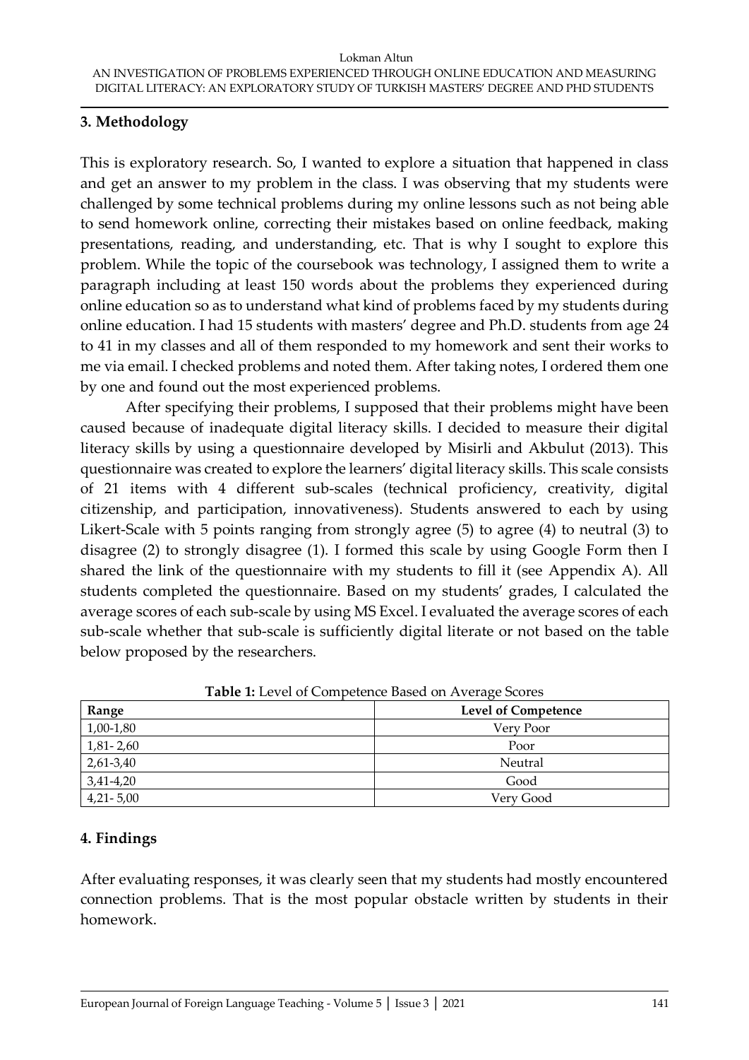## 3. Methodology

This is exploratory research. So, I wanted to explore a situation that happened in class and get an answer to my problem in the class. I was observing that my students were challenged by some technical problems during my online lessons such as not being able to send homework online, correcting their mistakes based on online feedback, making presentations, reading, and understanding, etc. That is why I sought to explore this problem. While the topic of the coursebook was technology, I assigned them to write a paragraph including at least 150 words about the problems they experienced during online education so as to understand what kind of problems faced by my students during online education. I had 15 students with masters' degree and Ph.D. students from age 24 to 41 in my classes and all of them responded to my homework and sent their works to me via email. I checked problems and noted them. After taking notes, I ordered them one by one and found out the most experienced problems.

After specifying their problems, I supposed that their problems might have been caused because of inadequate digital literacy skills. I decided to measure their digital literacy skills by using a questionnaire developed by Misirli and Akbulut (2013). This questionnaire was created to explore the learners' digital literacy skills. This scale consists of 21 items with 4 different sub-scales (technical proficiency, creativity, digital citizenship, and participation, innovativeness). Students answered to each by using Likert-Scale with 5 points ranging from strongly agree (5) to agree (4) to neutral (3) to disagree (2) to strongly disagree (1). I formed this scale by using Google Form then I shared the link of the questionnaire with my students to fill it (see Appendix A). All students completed the questionnaire. Based on my students' grades, I calculated the average scores of each sub-scale by using MS Excel. I evaluated the average scores of each sub-scale whether that sub-scale is sufficiently digital literate or not based on the table below proposed by the researchers.

**Table 1:** Level of Competence Based on Average Scores

| Range | Level of Competence |
|---|---|
| 1,00-1,80 | Very Poor |
| 1,81- 2,60 | Poor |
| 2,61-3,40 | Neutral |
| 3,41-4,20 | Good |
| 4,21- 5,00 | Very Good |

## 4. Findings

After evaluating responses, it was clearly seen that my students had mostly encountered connection problems. That is the most popular obstacle written by students in their homework.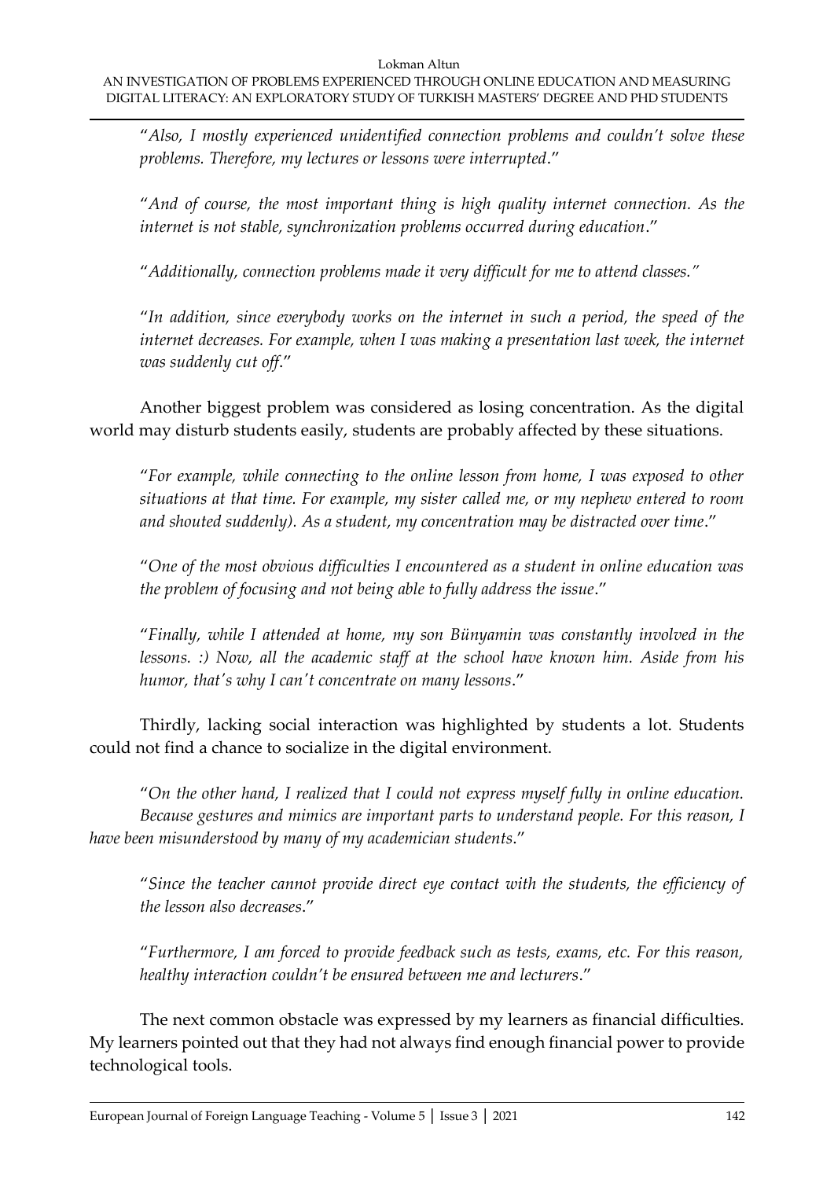"*Also, I mostly experienced unidentified connection problems and couldn't solve these problems. Therefore, my lectures or lessons were interrupted*."

"*And of course, the most important thing is high quality internet connection. As the internet is not stable, synchronization problems occurred during education*."

"*Additionally, connection problems made it very difficult for me to attend classes."*

"*In addition, since everybody works on the internet in such a period, the speed of the internet decreases. For example, when I was making a presentation last week, the internet was suddenly cut off*."

Another biggest problem was considered as losing concentration. As the digital world may disturb students easily, students are probably affected by these situations.

"*For example, while connecting to the online lesson from home, I was exposed to other situations at that time. For example, my sister called me, or my nephew entered to room and shouted suddenly). As a student, my concentration may be distracted over time*."

"*One of the most obvious difficulties I encountered as a student in online education was the problem of focusing and not being able to fully address the issue*."

"*Finally, while I attended at home, my son Bünyamin was constantly involved in the lessons. :) Now, all the academic staff at the school have known him. Aside from his humor, that's why I can't concentrate on many lessons*."

Thirdly, lacking social interaction was highlighted by students a lot. Students could not find a chance to socialize in the digital environment.

"*On the other hand, I realized that I could not express myself fully in online education. Because gestures and mimics are important parts to understand people. For this reason, I have been misunderstood by many of my academician students*."

"*Since the teacher cannot provide direct eye contact with the students, the efficiency of the lesson also decreases*."

"*Furthermore, I am forced to provide feedback such as tests, exams, etc. For this reason, healthy interaction couldn't be ensured between me and lecturers*."

The next common obstacle was expressed by my learners as financial difficulties. My learners pointed out that they had not always find enough financial power to provide technological tools.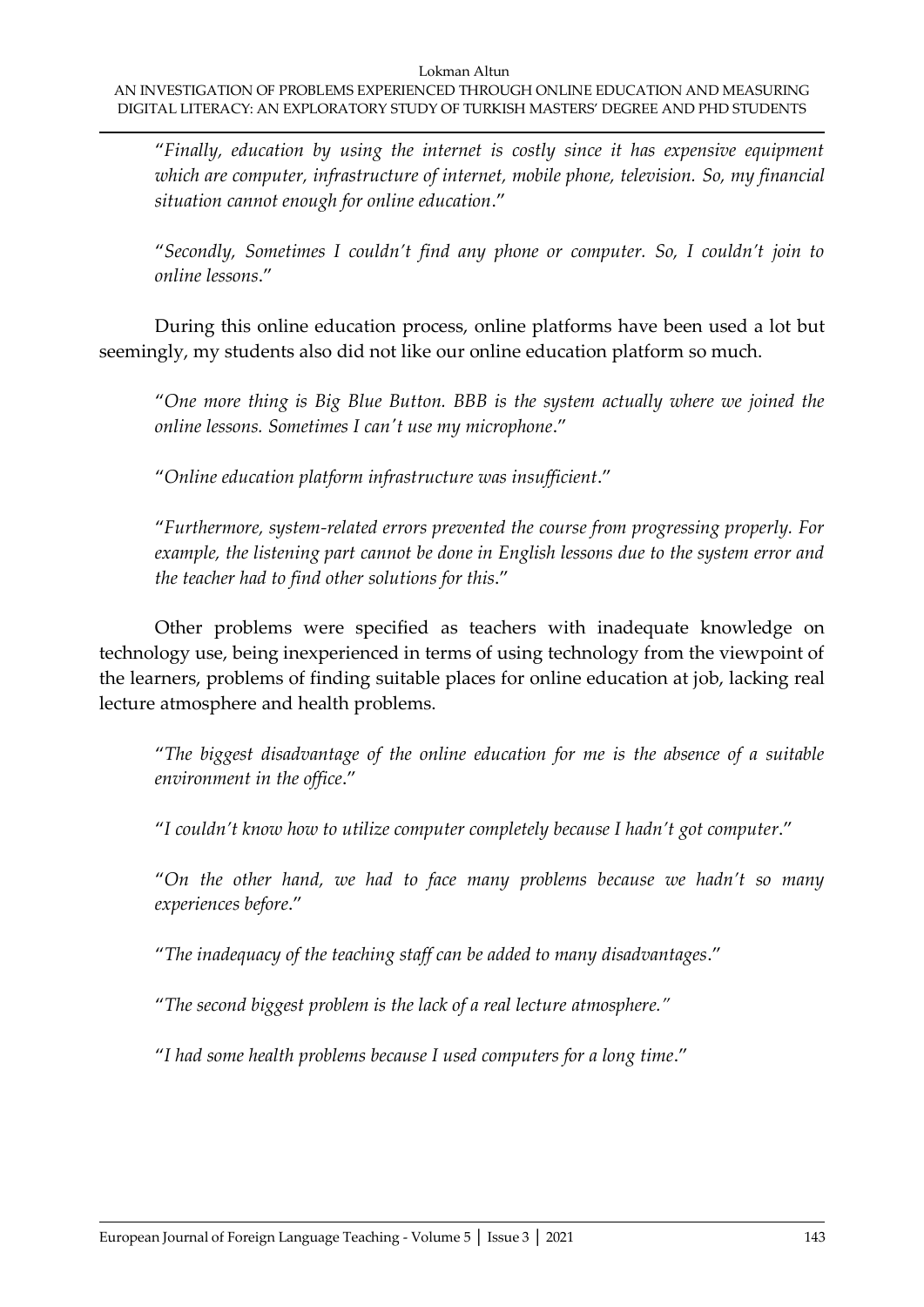"*Finally, education by using the internet is costly since it has expensive equipment which are computer, infrastructure of internet, mobile phone, television. So, my financial situation cannot enough for online education*."

"*Secondly, Sometimes I couldn't find any phone or computer. So, I couldn't join to online lessons*."

During this online education process, online platforms have been used a lot but seemingly, my students also did not like our online education platform so much.

"*One more thing is Big Blue Button. BBB is the system actually where we joined the online lessons. Sometimes I can't use my microphone*."

"*Online education platform infrastructure was insufficient*."

"*Furthermore, system-related errors prevented the course from progressing properly. For example, the listening part cannot be done in English lessons due to the system error and the teacher had to find other solutions for this*."

Other problems were specified as teachers with inadequate knowledge on technology use, being inexperienced in terms of using technology from the viewpoint of the learners, problems of finding suitable places for online education at job, lacking real lecture atmosphere and health problems.

"*The biggest disadvantage of the online education for me is the absence of a suitable environment in the office*."

"*I couldn't know how to utilize computer completely because I hadn't got computer*."

"*On the other hand, we had to face many problems because we hadn't so many experiences before*."

"*The inadequacy of the teaching staff can be added to many disadvantages*."

"*The second biggest problem is the lack of a real lecture atmosphere.*"

"*I had some health problems because I used computers for a long time*."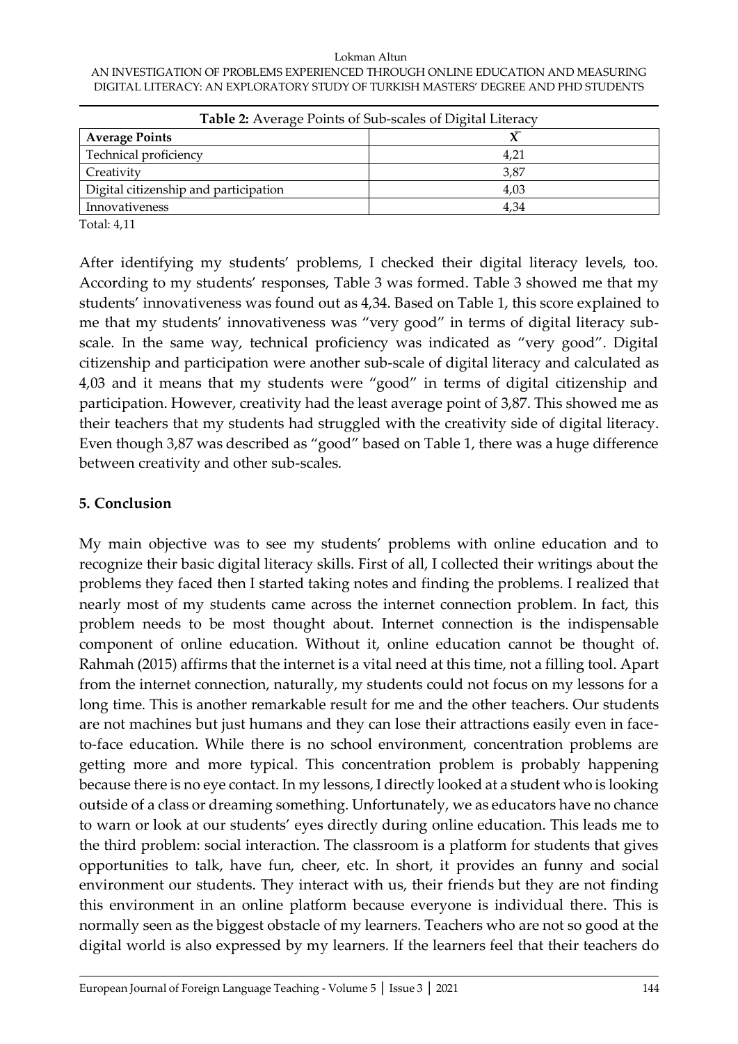**Table 2:** Average Points of Sub-scales of Digital Literacy

| Average Points | $\bar{X}$ |
|---|---|
| Technical proficiency | 4,21 |
| Creativity | 3,87 |
| Digital citizenship and participation | 4,03 |
| Innovativeness | 4,34 |

Total: 4,11

After identifying my students' problems, I checked their digital literacy levels, too. According to my students' responses, Table 3 was formed. Table 3 showed me that my students' innovativeness was found out as 4,34. Based on Table 1, this score explained to me that my students' innovativeness was "very good" in terms of digital literacy sub-scale. In the same way, technical proficiency was indicated as "very good". Digital citizenship and participation were another sub-scale of digital literacy and calculated as 4,03 and it means that my students were "good" in terms of digital citizenship and participation. However, creativity had the least average point of 3,87. This showed me as their teachers that my students had struggled with the creativity side of digital literacy. Even though 3,87 was described as "good" based on Table 1, there was a huge difference between creativity and other sub-scales.

## 5. Conclusion

My main objective was to see my students' problems with online education and to recognize their basic digital literacy skills. First of all, I collected their writings about the problems they faced then I started taking notes and finding the problems. I realized that nearly most of my students came across the internet connection problem. In fact, this problem needs to be most thought about. Internet connection is the indispensable component of online education. Without it, online education cannot be thought of. Rahmah (2015) affirms that the internet is a vital need at this time, not a filling tool. Apart from the internet connection, naturally, my students could not focus on my lessons for a long time. This is another remarkable result for me and the other teachers. Our students are not machines but just humans and they can lose their attractions easily even in face-to-face education. While there is no school environment, concentration problems are getting more and more typical. This concentration problem is probably happening because there is no eye contact. In my lessons, I directly looked at a student who is looking outside of a class or dreaming something. Unfortunately, we as educators have no chance to warn or look at our students' eyes directly during online education. This leads me to the third problem: social interaction. The classroom is a platform for students that gives opportunities to talk, have fun, cheer, etc. In short, it provides an funny and social environment our students. They interact with us, their friends but they are not finding this environment in an online platform because everyone is individual there. This is normally seen as the biggest obstacle of my learners. Teachers who are not so good at the digital world is also expressed by my learners. If the learners feel that their teachers do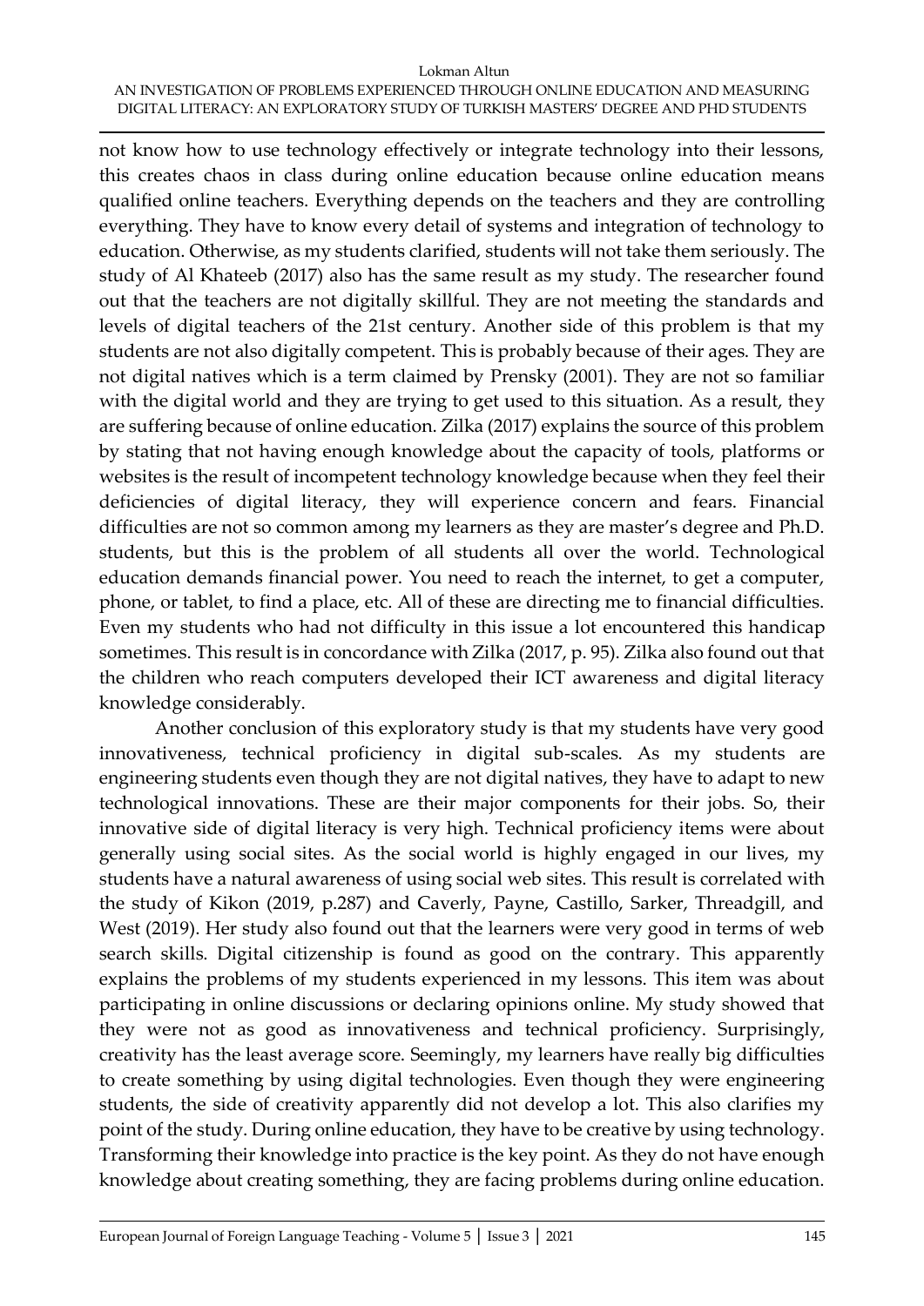not know how to use technology effectively or integrate technology into their lessons, this creates chaos in class during online education because online education means qualified online teachers. Everything depends on the teachers and they are controlling everything. They have to know every detail of systems and integration of technology to education. Otherwise, as my students clarified, students will not take them seriously. The study of Al Khateeb (2017) also has the same result as my study. The researcher found out that the teachers are not digitally skillful. They are not meeting the standards and levels of digital teachers of the 21st century. Another side of this problem is that my students are not also digitally competent. This is probably because of their ages. They are not digital natives which is a term claimed by Prensky (2001). They are not so familiar with the digital world and they are trying to get used to this situation. As a result, they are suffering because of online education. Zilka (2017) explains the source of this problem by stating that not having enough knowledge about the capacity of tools, platforms or websites is the result of incompetent technology knowledge because when they feel their deficiencies of digital literacy, they will experience concern and fears. Financial difficulties are not so common among my learners as they are master's degree and Ph.D. students, but this is the problem of all students all over the world. Technological education demands financial power. You need to reach the internet, to get a computer, phone, or tablet, to find a place, etc. All of these are directing me to financial difficulties. Even my students who had not difficulty in this issue a lot encountered this handicap sometimes. This result is in concordance with Zilka (2017, p. 95). Zilka also found out that the children who reach computers developed their ICT awareness and digital literacy knowledge considerably.

Another conclusion of this exploratory study is that my students have very good innovativeness, technical proficiency in digital sub-scales. As my students are engineering students even though they are not digital natives, they have to adapt to new technological innovations. These are their major components for their jobs. So, their innovative side of digital literacy is very high. Technical proficiency items were about generally using social sites. As the social world is highly engaged in our lives, my students have a natural awareness of using social web sites. This result is correlated with the study of Kikon (2019, p.287) and Caverly, Payne, Castillo, Sarker, Threadgill, and West (2019). Her study also found out that the learners were very good in terms of web search skills. Digital citizenship is found as good on the contrary. This apparently explains the problems of my students experienced in my lessons. This item was about participating in online discussions or declaring opinions online. My study showed that they were not as good as innovativeness and technical proficiency. Surprisingly, creativity has the least average score. Seemingly, my learners have really big difficulties to create something by using digital technologies. Even though they were engineering students, the side of creativity apparently did not develop a lot. This also clarifies my point of the study. During online education, they have to be creative by using technology. Transforming their knowledge into practice is the key point. As they do not have enough knowledge about creating something, they are facing problems during online education.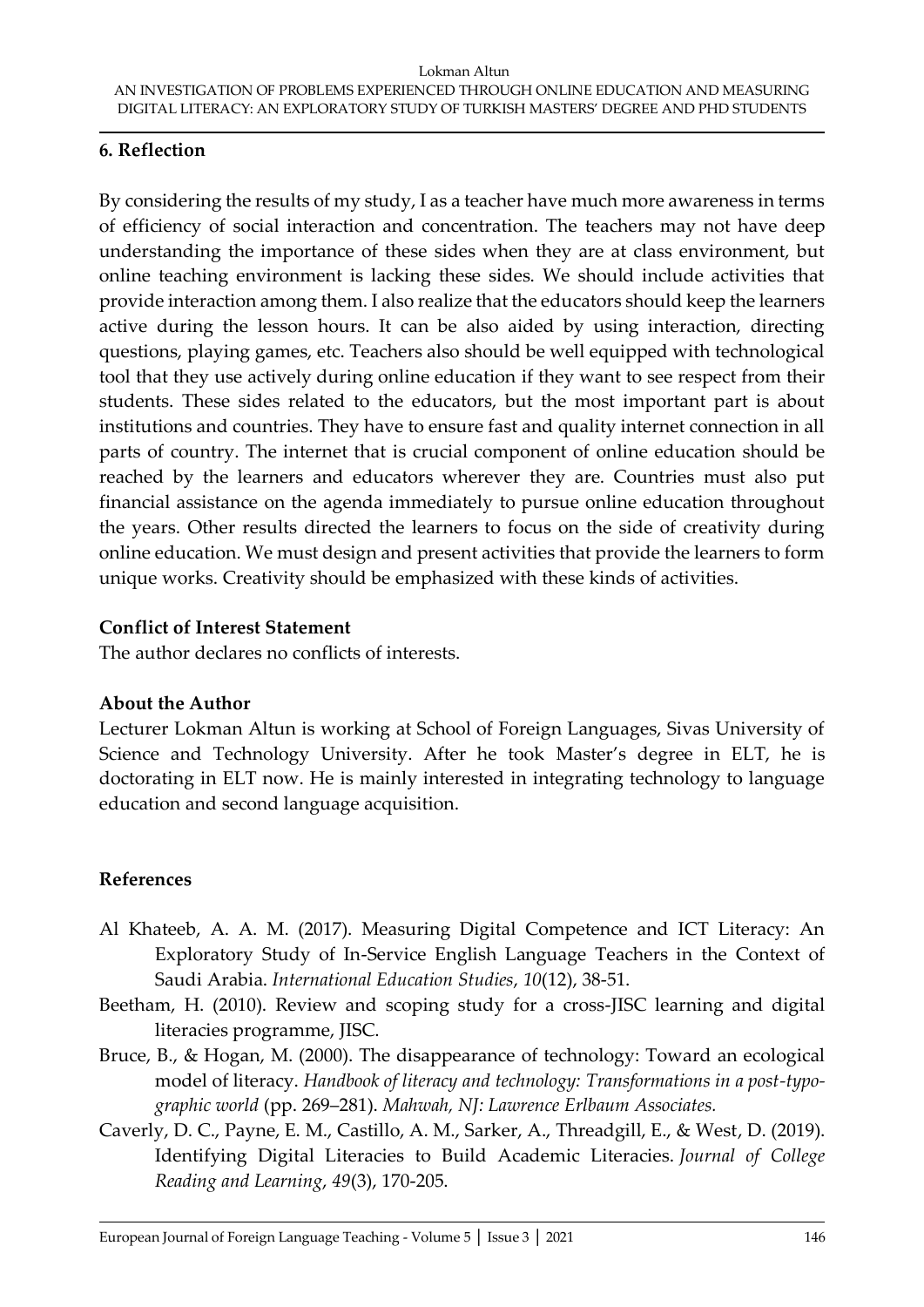## 6. Reflection

By considering the results of my study, I as a teacher have much more awareness in terms of efficiency of social interaction and concentration. The teachers may not have deep understanding the importance of these sides when they are at class environment, but online teaching environment is lacking these sides. We should include activities that provide interaction among them. I also realize that the educators should keep the learners active during the lesson hours. It can be also aided by using interaction, directing questions, playing games, etc. Teachers also should be well equipped with technological tool that they use actively during online education if they want to see respect from their students. These sides related to the educators, but the most important part is about institutions and countries. They have to ensure fast and quality internet connection in all parts of country. The internet that is crucial component of online education should be reached by the learners and educators wherever they are. Countries must also put financial assistance on the agenda immediately to pursue online education throughout the years. Other results directed the learners to focus on the side of creativity during online education. We must design and present activities that provide the learners to form unique works. Creativity should be emphasized with these kinds of activities.

**Conflict of Interest Statement**

The author declares no conflicts of interests.

**About the Author**

Lecturer Lokman Altun is working at School of Foreign Languages, Sivas University of Science and Technology University. After he took Master's degree in ELT, he is doctorating in ELT now. He is mainly interested in integrating technology to language education and second language acquisition.

## References

Al Khateeb, A. A. M. (2017). Measuring Digital Competence and ICT Literacy: An Exploratory Study of In-Service English Language Teachers in the Context of Saudi Arabia. *International Education Studies*, *10*(12), 38-51.

Beetham, H. (2010). Review and scoping study for a cross-JISC learning and digital literacies programme, JISC.

Bruce, B., & Hogan, M. (2000). The disappearance of technology: Toward an ecological model of literacy. *Handbook of literacy and technology: Transformations in a post-typographic world* (pp. 269–281). *Mahwah, NJ: Lawrence Erlbaum Associates.*

Caverly, D. C., Payne, E. M., Castillo, A. M., Sarker, A., Threadgill, E., & West, D. (2019). Identifying Digital Literacies to Build Academic Literacies. *Journal of College Reading and Learning*, *49*(3), 170-205.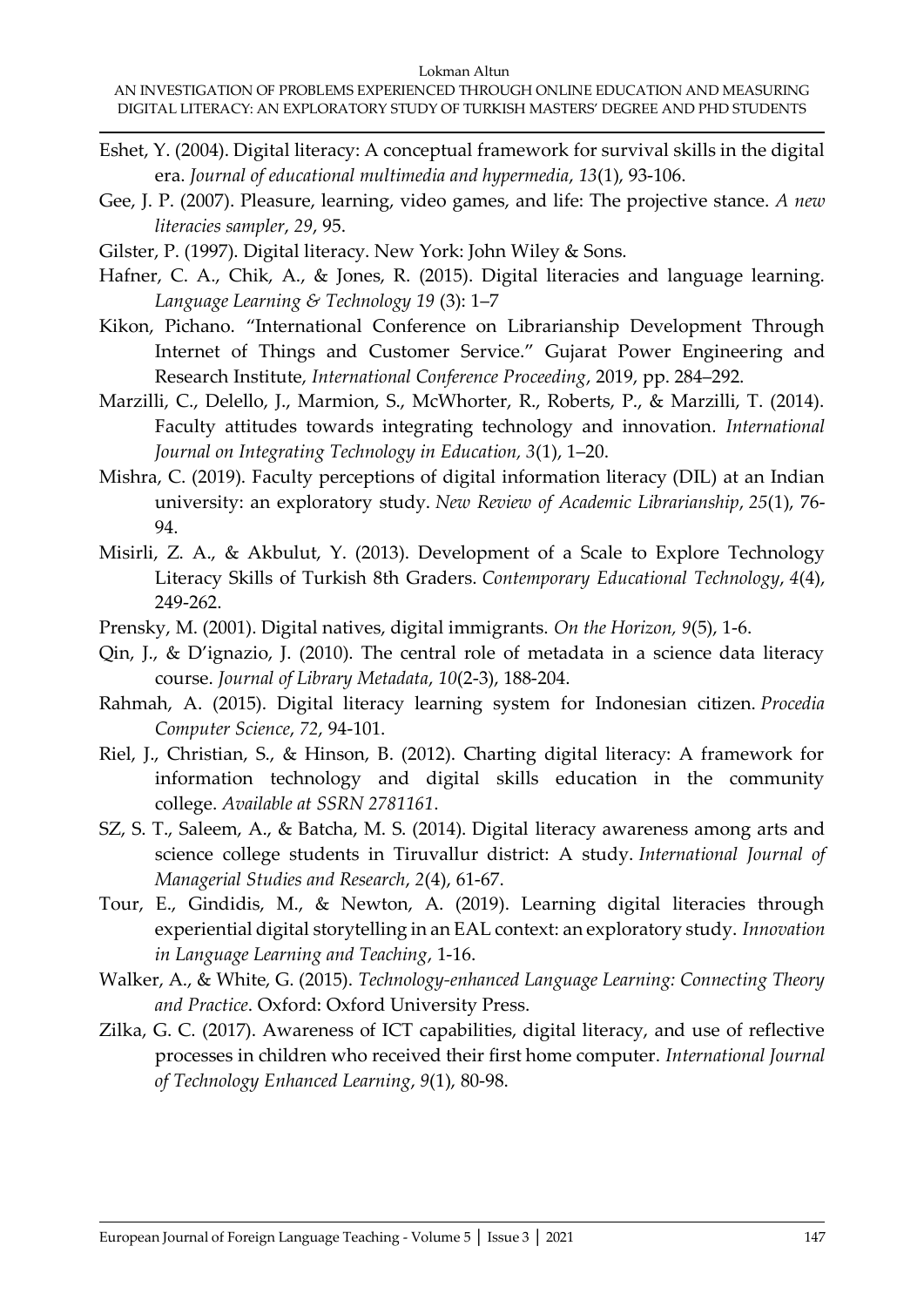Eshet, Y. (2004). Digital literacy: A conceptual framework for survival skills in the digital era. *Journal of educational multimedia and hypermedia*, *13*(1), 93-106.

Gee, J. P. (2007). Pleasure, learning, video games, and life: The projective stance. *A new literacies sampler*, *29*, 95.

Gilster, P. (1997). Digital literacy. New York: John Wiley & Sons.

Hafner, C. A., Chik, A., & Jones, R. (2015). Digital literacies and language learning. *Language Learning & Technology 19* (3): 1–7

Kikon, Pichano. "International Conference on Librarianship Development Through Internet of Things and Customer Service." Gujarat Power Engineering and Research Institute, *International Conference Proceeding*, 2019, pp. 284–292.

Marzilli, C., Delello, J., Marmion, S., McWhorter, R., Roberts, P., & Marzilli, T. (2014). Faculty attitudes towards integrating technology and innovation. *International Journal on Integrating Technology in Education, 3*(1), 1–20.

Mishra, C. (2019). Faculty perceptions of digital information literacy (DIL) at an Indian university: an exploratory study. *New Review of Academic Librarianship*, *25*(1), 76-94.

Misirli, Z. A., & Akbulut, Y. (2013). Development of a Scale to Explore Technology Literacy Skills of Turkish 8th Graders. *Contemporary Educational Technology*, *4*(4), 249-262.

Prensky, M. (2001). Digital natives, digital immigrants. *On the Horizon, 9*(5), 1-6.

Qin, J., & D'ignazio, J. (2010). The central role of metadata in a science data literacy course. *Journal of Library Metadata*, *10*(2-3), 188-204.

Rahmah, A. (2015). Digital literacy learning system for Indonesian citizen. *Procedia Computer Science*, *72*, 94-101.

Riel, J., Christian, S., & Hinson, B. (2012). Charting digital literacy: A framework for information technology and digital skills education in the community college. *Available at SSRN 2781161*.

SZ, S. T., Saleem, A., & Batcha, M. S. (2014). Digital literacy awareness among arts and science college students in Tiruvallur district: A study. *International Journal of Managerial Studies and Research*, *2*(4), 61-67.

Tour, E., Gindidis, M., & Newton, A. (2019). Learning digital literacies through experiential digital storytelling in an EAL context: an exploratory study. *Innovation in Language Learning and Teaching*, 1-16.

Walker, A., & White, G. (2015). *Technology-enhanced Language Learning: Connecting Theory and Practice*. Oxford: Oxford University Press.

Zilka, G. C. (2017). Awareness of ICT capabilities, digital literacy, and use of reflective processes in children who received their first home computer. *International Journal of Technology Enhanced Learning*, *9*(1), 80-98.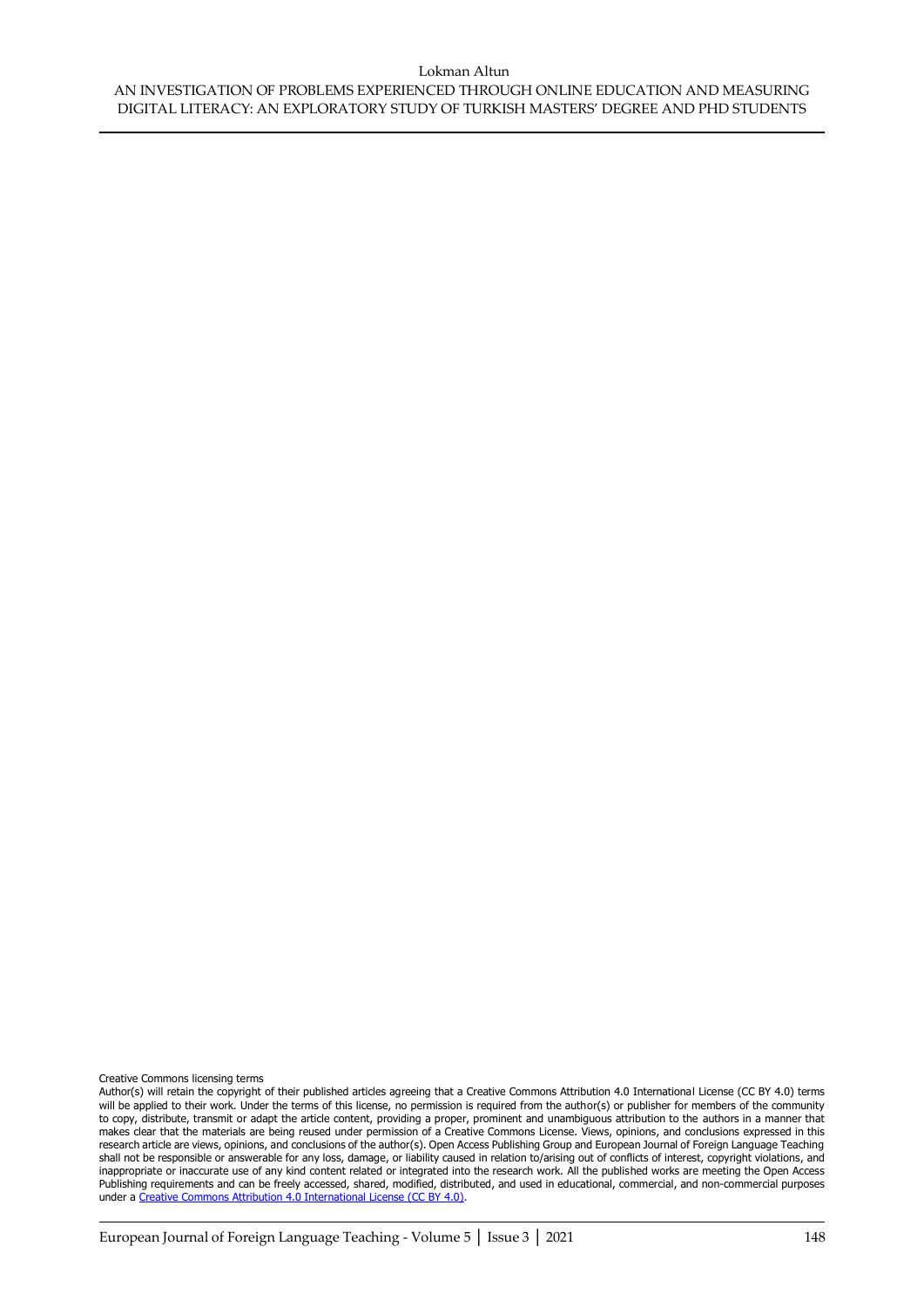Creative Commons licensing terms

Author(s) will retain the copyright of their published articles agreeing that a Creative Commons Attribution 4.0 International License (CC BY 4.0) terms will be applied to their work. Under the terms of this license, no permission is required from the author(s) or publisher for members of the community to copy, distribute, transmit or adapt the article content, providing a proper, prominent and unambiguous attribution to the authors in a manner that makes clear that the materials are being reused under permission of a Creative Commons License. Views, opinions, and conclusions expressed in this research article are views, opinions, and conclusions of the author(s). Open Access Publishing Group and European Journal of Foreign Language Teaching shall not be responsible or answerable for any loss, damage, or liability caused in relation to/arising out of conflicts of interest, copyright violations, and inappropriate or inaccurate use of any kind content related or integrated into the research work. All the published works are meeting the Open Access Publishing requirements and can be freely accessed, shared, modified, distributed, and used in educational, commercial, and non-commercial purposes under a Creative Commons Attribution 4.0 International License (CC BY 4.0).